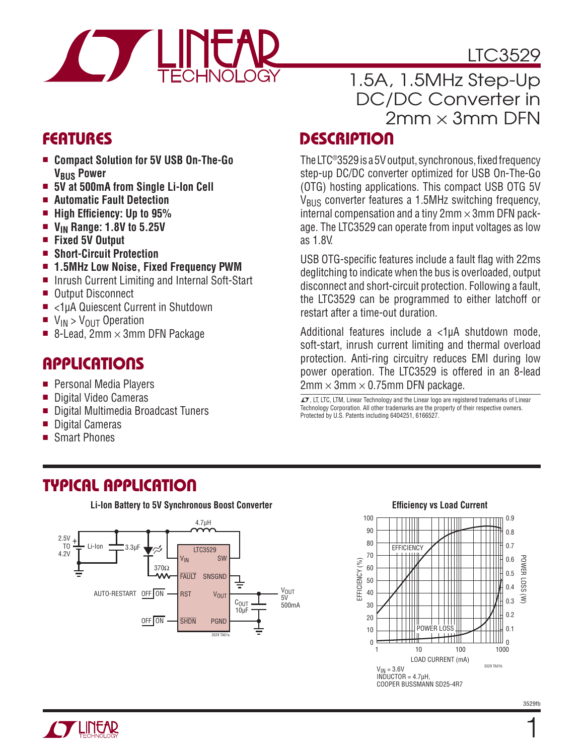# LTC3529

## 1.5A, 1.5MHz Step-Up DC/DC Converter in 2mm × 3mm DFN

## FEATURES

- **Compact Solution for 5V USB On-The-Go $V_{BUS}$ Power**
- **5V at 500mA from Single Li-Ion Cell**
- **Automatic Fault Detection**
- **High Efficiency: Up to 95%**
- **$V_{IN}$ Range: 1.8V to 5.25V**
- **Fixed 5V Output**
- **Short-Circuit Protection**
- **1.5MHz Low Noise, Fixed Frequency PWM**
- Inrush Current Limiting and Internal Soft-Start
- Output Disconnect
- <1µA Quiescent Current in Shutdown
- $V_{IN} > V_{OUT}$ Operation
- 8-Lead, 2mm × 3mm DFN Package

## APPLICATIONS

- Personal Media Players
- Digital Video Cameras
- Digital Multimedia Broadcast Tuners
- Digital Cameras
- Smart Phones

## DESCRIPTION

The LTC®3529 is a 5V output, synchronous, fixed frequency step-up DC/DC converter optimized for USB On-The-Go (OTG) hosting applications. This compact USB OTG 5V $V_{BUS}$ converter features a 1.5MHz switching frequency, internal compensation and a tiny 2mm × 3mm DFN package. The LTC3529 can operate from input voltages as low as 1.8V.

USB OTG-specific features include a fault flag with 22ms deglitching to indicate when the bus is overloaded, output disconnect and short-circuit protection. Following a fault, the LTC3529 can be programmed to either latchoff or restart after a time-out duration.

Additional features include a <1µA shutdown mode, soft-start, inrush current limiting and thermal overload protection. Anti-ring circuitry reduces EMI during low power operation. The LTC3529 is offered in an 8-lead 2mm × 3mm × 0.75mm DFN package.

LT, LTC, LTM, Linear Technology and the Linear logo are registered trademarks of Linear Technology Corporation. All other trademarks are the property of their respective owners. Protected by U.S. Patents including 6404251, 6166527.

## TYPICAL APPLICATION

**Li-Ion Battery to 5V Synchronous Boost Converter**

2.5V TO 4.2V, Li-Ion, 3.3µF, 4.7µH, 370Ω, LTC3529: $V_{IN}$, SW, $\overline{FAULT}$, SNSGND, RST, $V_{OUT}$, $\overline{SHDN}$, PGND; AUTO-RESTART OFF/ON; OFF/ON; $C_{OUT}$ 10µF; $V_{OUT}$ 5V 500mA

3529 TA01a

**Efficiency vs Load Current**

EFFICIENCY (%) 0–100; POWER LOSS (W) 0–0.9; LOAD CURRENT (mA) 1–1000; curves: EFFICIENCY, POWER LOSS

$V_{IN}$ = 3.6V
INDUCTOR = 4.7µH,
COOPER BUSSMANN SD25-4R7

3529 TA01b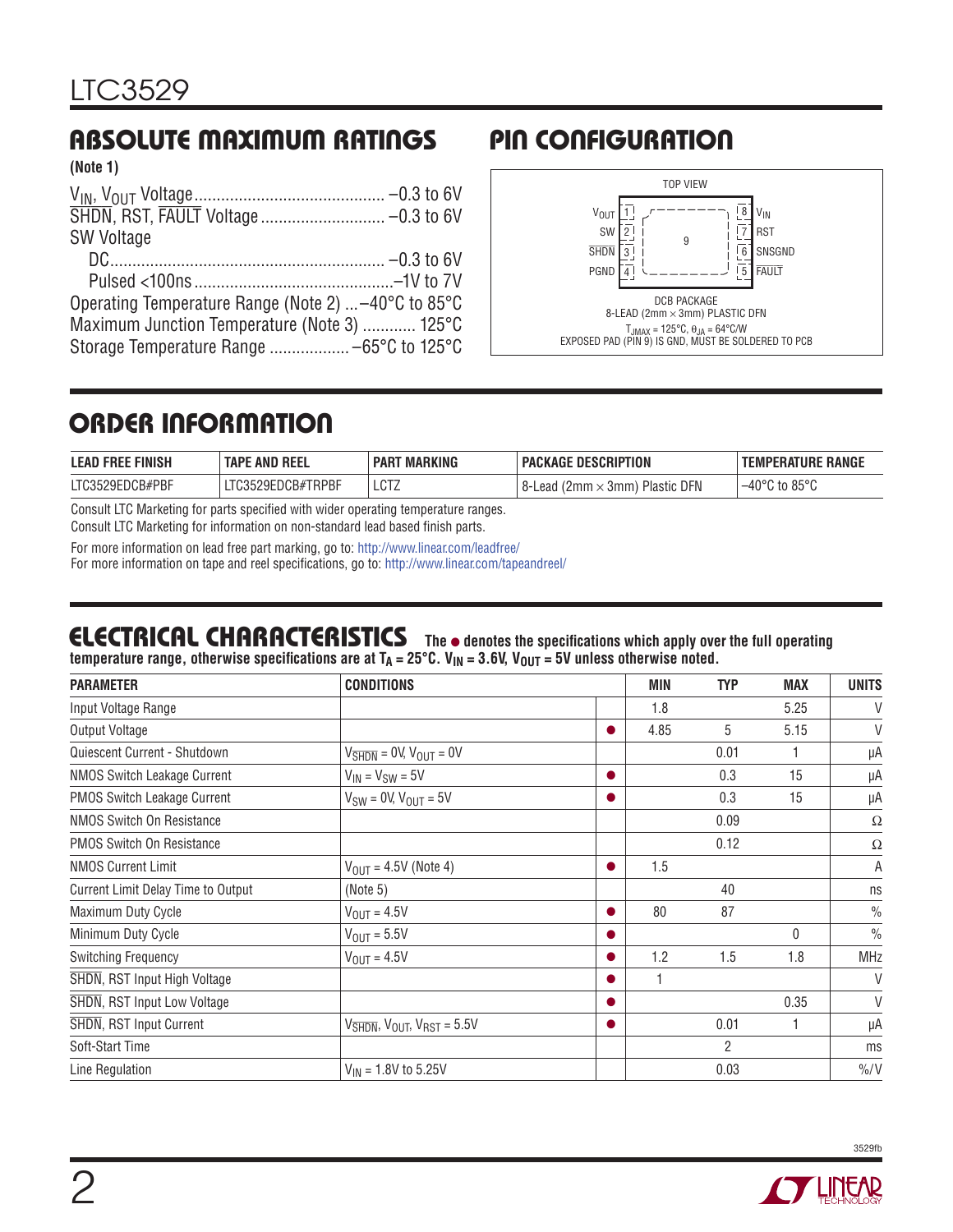## ABSOLUTE MAXIMUM RATINGS

**(Note 1)**

$V_{IN}$, $V_{OUT}$ Voltage .......................................... –0.3 to 6V
SHDN, RST, FAULT Voltage ........................... –0.3 to 6V
SW Voltage
  DC .............................................................. –0.3 to 6V
  Pulsed <100ns ............................................–1V to 7V
Operating Temperature Range (Note 2) ...–40°C to 85°C
Maximum Junction Temperature (Note 3) ............ 125°C
Storage Temperature Range .................. –65°C to 125°C

## PIN CONFIGURATION

TOP VIEW

| Pin | Name | Pin | Name |
|---|---|---|---|
| 1 | $V_{OUT}$ | 8 | $V_{IN}$ |
| 2 | SW | 7 | RST |
| 3 | SHDN | 6 | SNSGND |
| 4 | PGND | 5 | FAULT |

9 (Exposed Pad)

DCB PACKAGE
8-LEAD (2mm × 3mm) PLASTIC DFN
$T_{JMAX}$ = 125°C, $\theta_{JA}$ = 64°C/W
EXPOSED PAD (PIN 9) IS GND, MUST BE SOLDERED TO PCB

## ORDER INFORMATION

| LEAD FREE FINISH | TAPE AND REEL | PART MARKING | PACKAGE DESCRIPTION | TEMPERATURE RANGE |
|---|---|---|---|---|
| LTC3529EDCB#PBF | LTC3529EDCB#TRPBF | LCTZ | 8-Lead (2mm × 3mm) Plastic DFN | –40°C to 85°C |

Consult LTC Marketing for parts specified with wider operating temperature ranges.
Consult LTC Marketing for information on non-standard lead based finish parts.

For more information on lead free part marking, go to: http://www.linear.com/leadfree/
For more information on tape and reel specifications, go to: http://www.linear.com/tapeandreel/

## ELECTRICAL CHARACTERISTICS

**The ● denotes the specifications which apply over the full operating temperature range, otherwise specifications are at $T_A$ = 25°C. $V_{IN}$ = 3.6V, $V_{OUT}$ = 5V unless otherwise noted.**

| PARAMETER | CONDITIONS | | MIN | TYP | MAX | UNITS |
|---|---|---|---|---|---|---|
| Input Voltage Range | | | 1.8 | | 5.25 | V |
| Output Voltage | | ● | 4.85 | 5 | 5.15 | V |
| Quiescent Current - Shutdown | $V_{\overline{SHDN}}$ = 0V, $V_{OUT}$ = 0V | | | 0.01 | 1 | µA |
| NMOS Switch Leakage Current | $V_{IN}$ = $V_{SW}$ = 5V | ● | | 0.3 | 15 | µA |
| PMOS Switch Leakage Current | $V_{SW}$ = 0V, $V_{OUT}$ = 5V | ● | | 0.3 | 15 | µA |
| NMOS Switch On Resistance | | | | 0.09 | | Ω |
| PMOS Switch On Resistance | | | | 0.12 | | Ω |
| NMOS Current Limit | $V_{OUT}$ = 4.5V (Note 4) | ● | 1.5 | | | A |
| Current Limit Delay Time to Output | (Note 5) | | | 40 | | ns |
| Maximum Duty Cycle | $V_{OUT}$ = 4.5V | ● | 80 | 87 | | % |
| Minimum Duty Cycle | $V_{OUT}$ = 5.5V | ● | | | 0 | % |
| Switching Frequency | $V_{OUT}$ = 4.5V | ● | 1.2 | 1.5 | 1.8 | MHz |
| SHDN, RST Input High Voltage | | ● | 1 | | | V |
| SHDN, RST Input Low Voltage | | ● | | | 0.35 | V |
| SHDN, RST Input Current | $V_{\overline{SHDN}}$, $V_{OUT}$, $V_{RST}$ = 5.5V | ● | | 0.01 | 1 | µA |
| Soft-Start Time | | | | 2 | | ms |
| Line Regulation | $V_{IN}$ = 1.8V to 5.25V | | | 0.03 | | %/V |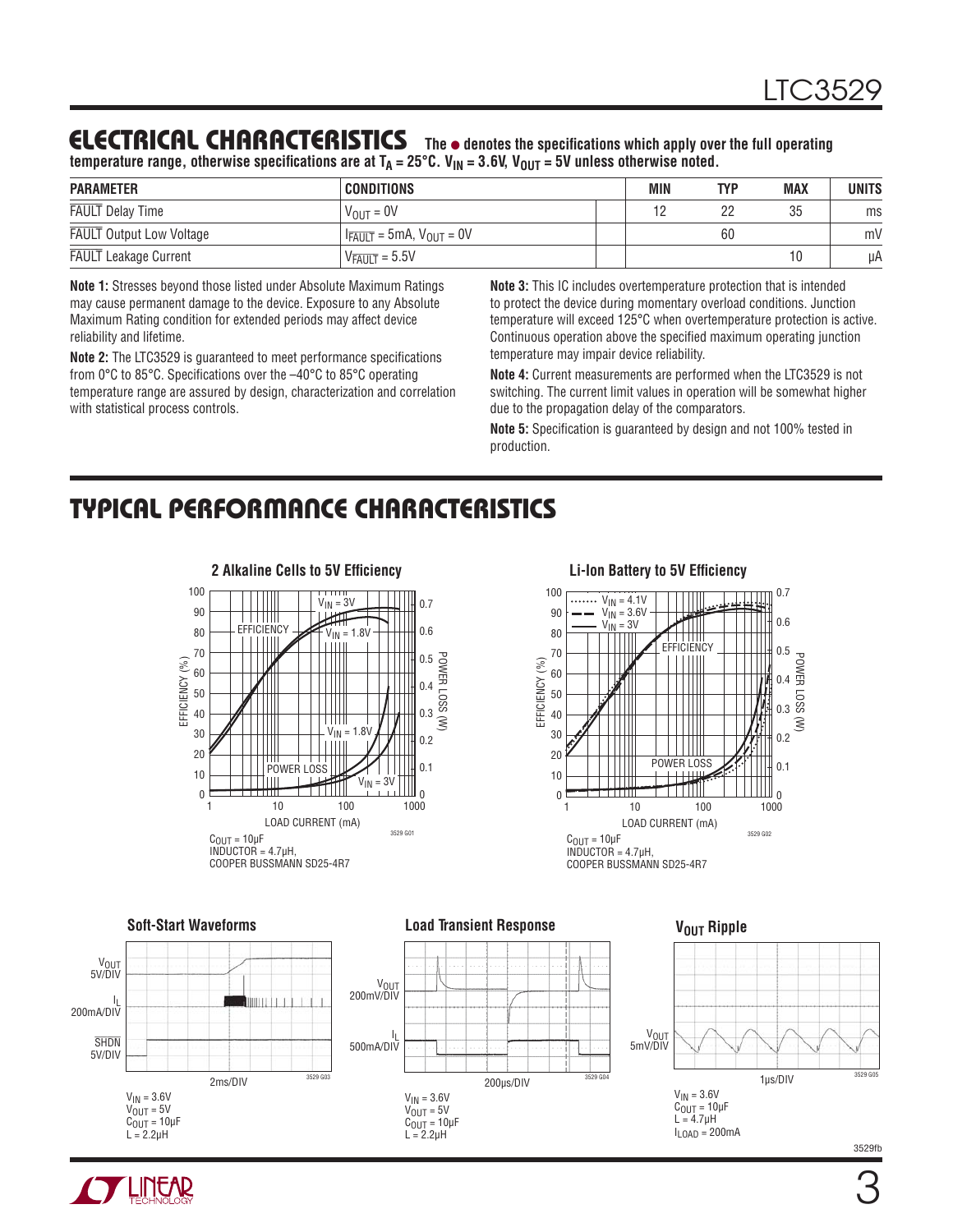## ELECTRICAL CHARACTERISTICS

**The ● denotes the specifications which apply over the full operating temperature range, otherwise specifications are at $T_A$ = 25°C. $V_{IN}$ = 3.6V, $V_{OUT}$ = 5V unless otherwise noted.**

| PARAMETER | CONDITIONS | | MIN | TYP | MAX | UNITS |
|---|---|---|---|---|---|---|
| $\overline{FAULT}$ Delay Time | $V_{OUT}$ = 0V | | 12 | 22 | 35 | ms |
| $\overline{FAULT}$ Output Low Voltage | $I_{\overline{FAULT}}$ = 5mA, $V_{OUT}$ = 0V | | | 60 | | mV |
| $\overline{FAULT}$ Leakage Current | $V_{\overline{FAULT}}$ = 5.5V | | | | 10 | µA |

**Note 1:** Stresses beyond those listed under Absolute Maximum Ratings may cause permanent damage to the device. Exposure to any Absolute Maximum Rating condition for extended periods may affect device reliability and lifetime.

**Note 2:** The LTC3529 is guaranteed to meet performance specifications from 0°C to 85°C. Specifications over the –40°C to 85°C operating temperature range are assured by design, characterization and correlation with statistical process controls.

**Note 3:** This IC includes overtemperature protection that is intended to protect the device during momentary overload conditions. Junction temperature will exceed 125°C when overtemperature protection is active. Continuous operation above the specified maximum operating junction temperature may impair device reliability.

**Note 4:** Current measurements are performed when the LTC3529 is not switching. The current limit values in operation will be somewhat higher due to the propagation delay of the comparators.

**Note 5:** Specification is guaranteed by design and not 100% tested in production.

## TYPICAL PERFORMANCE CHARACTERISTICS

**2 Alkaline Cells to 5V Efficiency**

$C_{OUT}$ = 10µF
INDUCTOR = 4.7µH,
COOPER BUSSMANN SD25-4R7

**Li-Ion Battery to 5V Efficiency**

$C_{OUT}$ = 10µF
INDUCTOR = 4.7µH,
COOPER BUSSMANN SD25-4R7

**Soft-Start Waveforms**

$V_{IN}$ = 3.6V
$V_{OUT}$ = 5V
$C_{OUT}$ = 10µF
L = 2.2µH

**Load Transient Response**

$V_{IN}$ = 3.6V
$V_{OUT}$ = 5V
$C_{OUT}$ = 10µF
L = 2.2µH

**$V_{OUT}$ Ripple**

$V_{IN}$ = 3.6V
$C_{OUT}$ = 10µF
L = 4.7µH
$I_{LOAD}$ = 200mA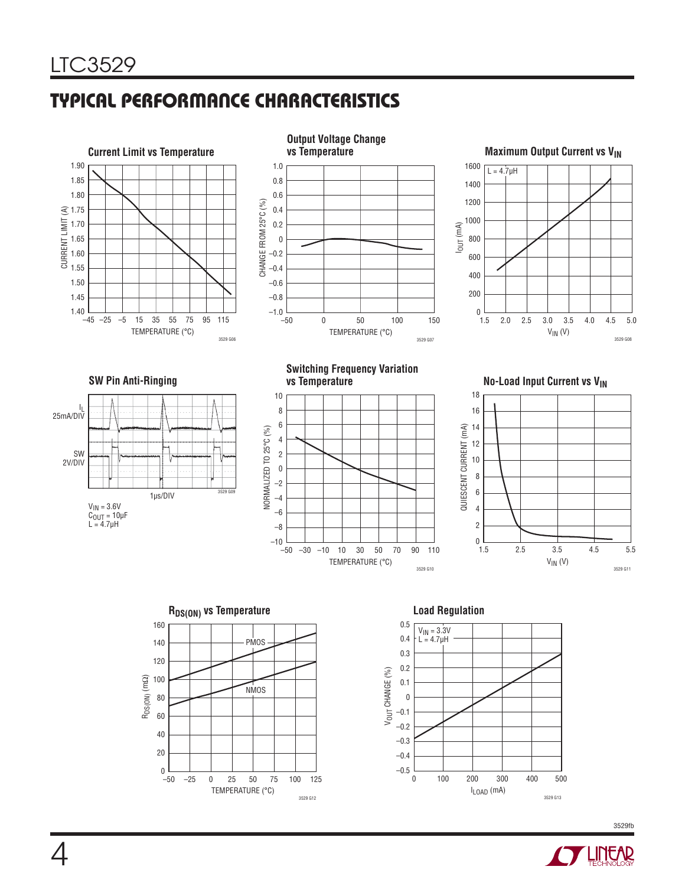## TYPICAL PERFORMANCE CHARACTERISTICS

**Current Limit vs Temperature**

CURRENT LIMIT (A) vs TEMPERATURE (°C)

3529 G06

**Output Voltage Change vs Temperature**

CHANGE FROM 25°C (%) vs TEMPERATURE (°C)

3529 G07

**Maximum Output Current vs $V_{IN}$**

L = 4.7µH

$I_{OUT}$ (mA) vs $V_{IN}$ (V)

3529 G08

**SW Pin Anti-Ringing**

$I_L$ 25mA/DIV

SW 2V/DIV

1µs/DIV

$V_{IN}$ = 3.6V
$C_{OUT}$ = 10µF
L = 4.7µH

3529 G09

**Switching Frequency Variation vs Temperature**

NORMALIZED TO 25°C (%) vs TEMPERATURE (°C)

3529 G10

**No-Load Input Current vs $V_{IN}$**

QUIESCENT CURRENT (mA) vs $V_{IN}$ (V)

3529 G11

**$R_{DS(ON)}$ vs Temperature**

PMOS, NMOS

$R_{DS(ON)}$ (mΩ) vs TEMPERATURE (°C)

3529 G12

**Load Regulation**

$V_{IN}$ = 3.3V
L = 4.7µH

$V_{OUT}$ CHANGE (%) vs $I_{LOAD}$ (mA)

3529 G13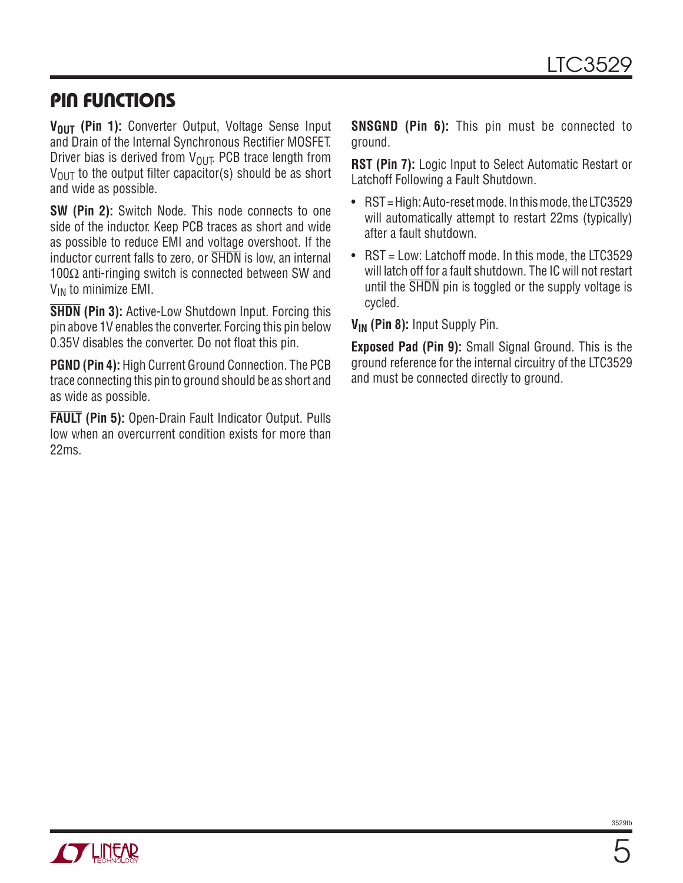# PIN FUNCTIONS

**$V_{OUT}$ (Pin 1):** Converter Output, Voltage Sense Input and Drain of the Internal Synchronous Rectifier MOSFET. Driver bias is derived from $V_{OUT}$. PCB trace length from $V_{OUT}$ to the output filter capacitor(s) should be as short and wide as possible.

**SW (Pin 2):** Switch Node. This node connects to one side of the inductor. Keep PCB traces as short and wide as possible to reduce EMI and voltage overshoot. If the inductor current falls to zero, or $\overline{SHDN}$ is low, an internal 100Ω anti-ringing switch is connected between SW and $V_{IN}$ to minimize EMI.

**$\overline{SHDN}$ (Pin 3):** Active-Low Shutdown Input. Forcing this pin above 1V enables the converter. Forcing this pin below 0.35V disables the converter. Do not float this pin.

**PGND (Pin 4):** High Current Ground Connection. The PCB trace connecting this pin to ground should be as short and as wide as possible.

**$\overline{FAULT}$ (Pin 5):** Open-Drain Fault Indicator Output. Pulls low when an overcurrent condition exists for more than 22ms.

**SNSGND (Pin 6):** This pin must be connected to ground.

**RST (Pin 7):** Logic Input to Select Automatic Restart or Latchoff Following a Fault Shutdown.

- RST = High: Auto-reset mode. In this mode, the LTC3529 will automatically attempt to restart 22ms (typically) after a fault shutdown.
- RST = Low: Latchoff mode. In this mode, the LTC3529 will latch off for a fault shutdown. The IC will not restart until the $\overline{SHDN}$ pin is toggled or the supply voltage is cycled.

**$V_{IN}$ (Pin 8):** Input Supply Pin.

**Exposed Pad (Pin 9):** Small Signal Ground. This is the ground reference for the internal circuitry of the LTC3529 and must be connected directly to ground.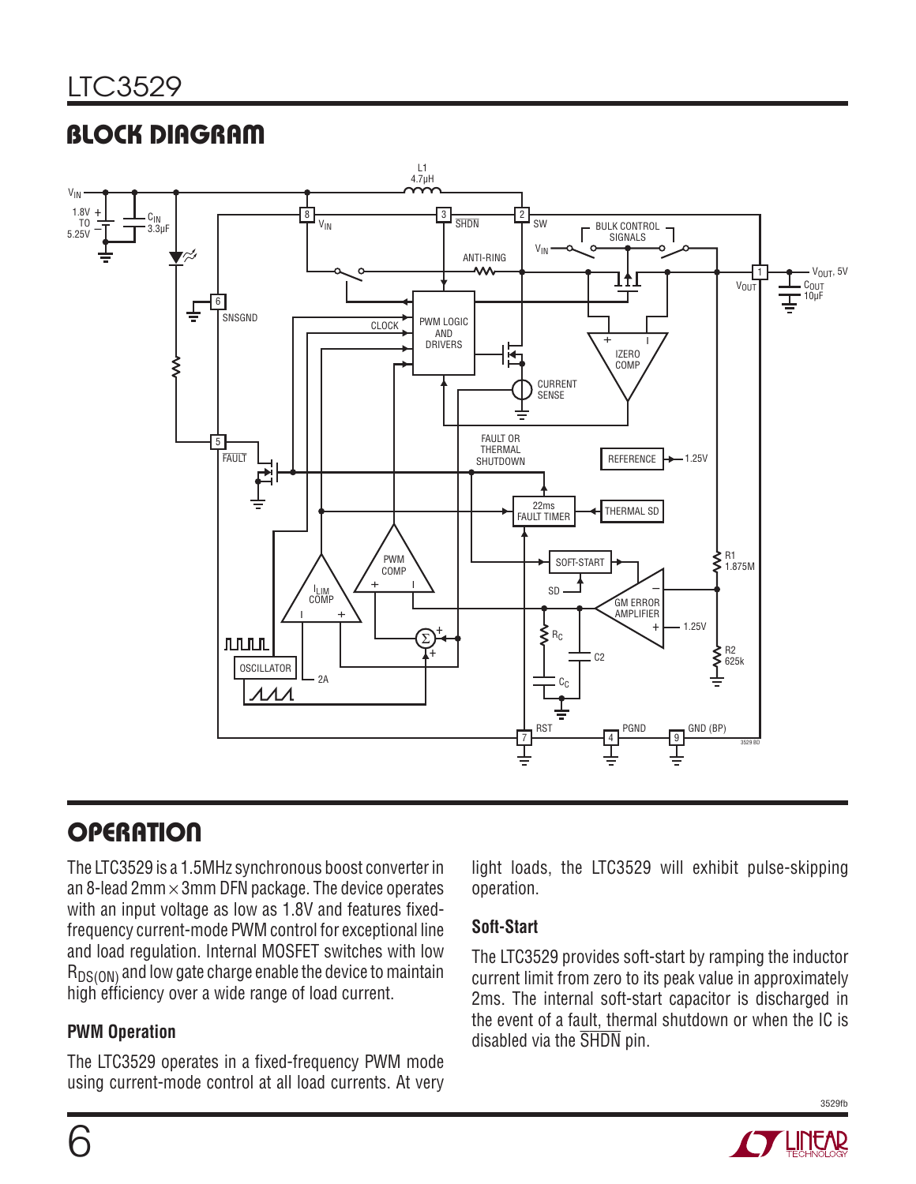## BLOCK DIAGRAM

## OPERATION

The LTC3529 is a 1.5MHz synchronous boost converter in an 8-lead 2mm × 3mm DFN package. The device operates with an input voltage as low as 1.8V and features fixed-frequency current-mode PWM control for exceptional line and load regulation. Internal MOSFET switches with low $R_{DS(ON)}$ and low gate charge enable the device to maintain high efficiency over a wide range of load current.

### PWM Operation

The LTC3529 operates in a fixed-frequency PWM mode using current-mode control at all load currents. At very light loads, the LTC3529 will exhibit pulse-skipping operation.

### Soft-Start

The LTC3529 provides soft-start by ramping the inductor current limit from zero to its peak value in approximately 2ms. The internal soft-start capacitor is discharged in the event of a fault, thermal shutdown or when the IC is disabled via the $\overline{SHDN}$ pin.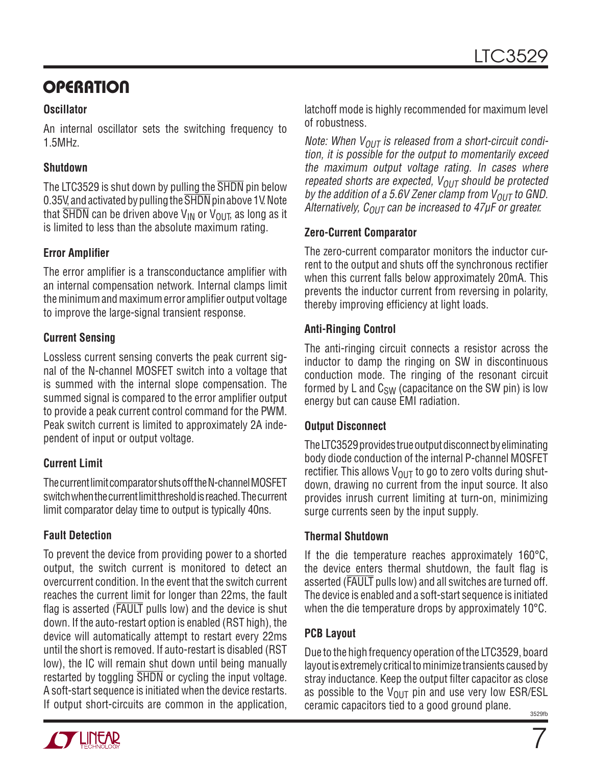## OPERATION

### Oscillator

An internal oscillator sets the switching frequency to 1.5MHz.

### Shutdown

The LTC3529 is shut down by pulling the $\overline{SHDN}$ pin below 0.35V, and activated by pulling the $\overline{SHDN}$ pin above 1V. Note that $\overline{SHDN}$ can be driven above $V_{IN}$ or $V_{OUT}$, as long as it is limited to less than the absolute maximum rating.

### Error Amplifier

The error amplifier is a transconductance amplifier with an internal compensation network. Internal clamps limit the minimum and maximum error amplifier output voltage to improve the large-signal transient response.

### Current Sensing

Lossless current sensing converts the peak current signal of the N-channel MOSFET switch into a voltage that is summed with the internal slope compensation. The summed signal is compared to the error amplifier output to provide a peak current control command for the PWM. Peak switch current is limited to approximately 2A independent of input or output voltage.

### Current Limit

The current limit comparator shuts off the N-channel MOSFET switch when the current limit threshold is reached. The current limit comparator delay time to output is typically 40ns.

### Fault Detection

To prevent the device from providing power to a shorted output, the switch current is monitored to detect an overcurrent condition. In the event that the switch current reaches the current limit for longer than 22ms, the fault flag is asserted ($\overline{FAULT}$ pulls low) and the device is shut down. If the auto-restart option is enabled (RST high), the device will automatically attempt to restart every 22ms until the short is removed. If auto-restart is disabled (RST low), the IC will remain shut down until being manually restarted by toggling $\overline{SHDN}$ or cycling the input voltage. A soft-start sequence is initiated when the device restarts. If output short-circuits are common in the application, latchoff mode is highly recommended for maximum level of robustness.

*Note: When $V_{OUT}$ is released from a short-circuit condition, it is possible for the output to momentarily exceed the maximum output voltage rating. In cases where repeated shorts are expected, $V_{OUT}$ should be protected by the addition of a 5.6V Zener clamp from $V_{OUT}$ to GND. Alternatively, $C_{OUT}$ can be increased to 47µF or greater.*

### Zero-Current Comparator

The zero-current comparator monitors the inductor current to the output and shuts off the synchronous rectifier when this current falls below approximately 20mA. This prevents the inductor current from reversing in polarity, thereby improving efficiency at light loads.

### Anti-Ringing Control

The anti-ringing circuit connects a resistor across the inductor to damp the ringing on SW in discontinuous conduction mode. The ringing of the resonant circuit formed by L and $C_{SW}$ (capacitance on the SW pin) is low energy but can cause EMI radiation.

### Output Disconnect

The LTC3529 provides true output disconnect by eliminating body diode conduction of the internal P-channel MOSFET rectifier. This allows $V_{OUT}$ to go to zero volts during shutdown, drawing no current from the input source. It also provides inrush current limiting at turn-on, minimizing surge currents seen by the input supply.

### Thermal Shutdown

If the die temperature reaches approximately 160°C, the device enters thermal shutdown, the fault flag is asserted ($\overline{FAULT}$ pulls low) and all switches are turned off. The device is enabled and a soft-start sequence is initiated when the die temperature drops by approximately 10°C.

### PCB Layout

Due to the high frequency operation of the LTC3529, board layout is extremely critical to minimize transients caused by stray inductance. Keep the output filter capacitor as close as possible to the $V_{OUT}$ pin and use very low ESR/ESL ceramic capacitors tied to a good ground plane.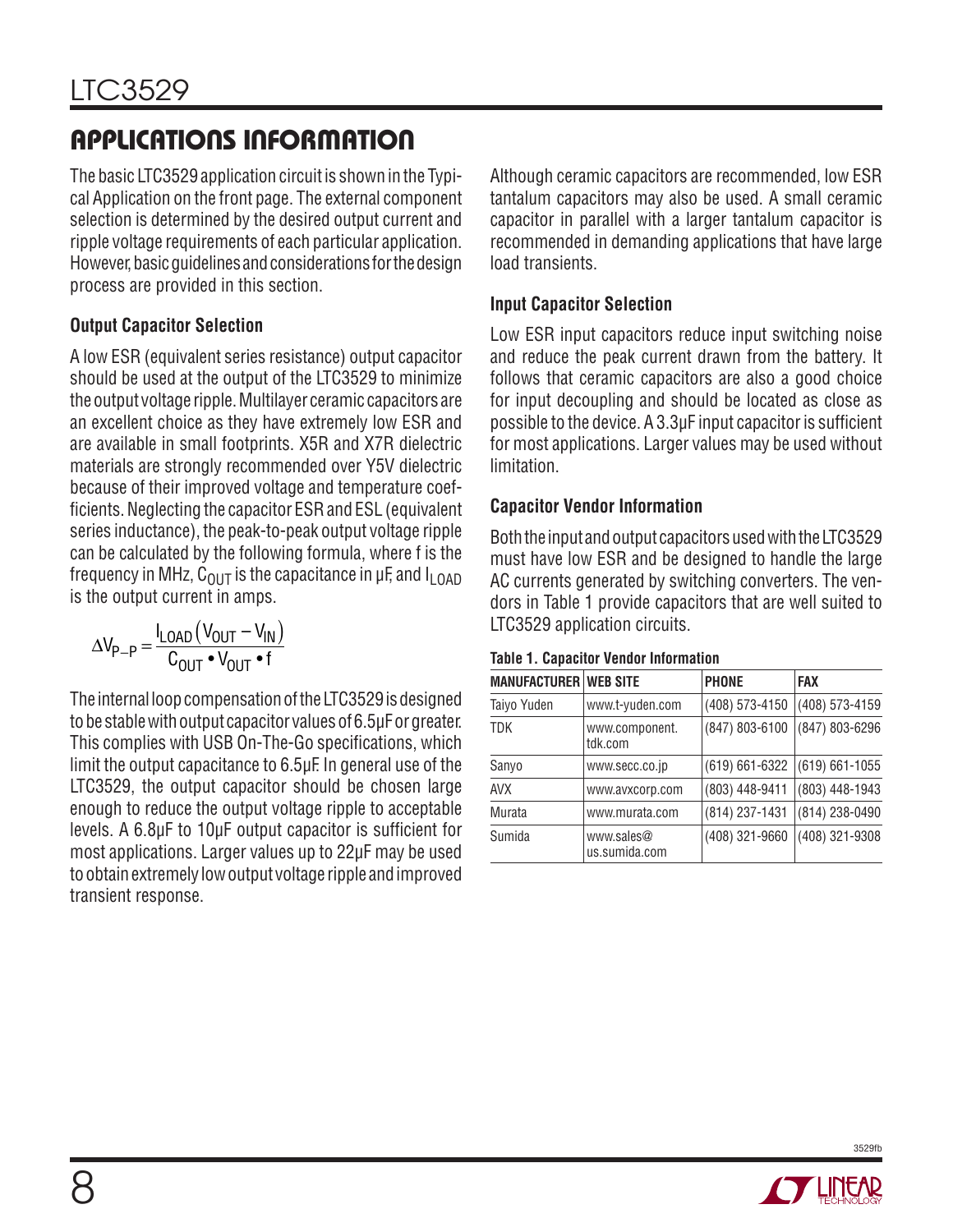## APPLICATIONS INFORMATION

The basic LTC3529 application circuit is shown in the Typical Application on the front page. The external component selection is determined by the desired output current and ripple voltage requirements of each particular application. However, basic guidelines and considerations for the design process are provided in this section.

### Output Capacitor Selection

A low ESR (equivalent series resistance) output capacitor should be used at the output of the LTC3529 to minimize the output voltage ripple. Multilayer ceramic capacitors are an excellent choice as they have extremely low ESR and are available in small footprints. X5R and X7R dielectric materials are strongly recommended over Y5V dielectric because of their improved voltage and temperature coefficients. Neglecting the capacitor ESR and ESL (equivalent series inductance), the peak-to-peak output voltage ripple can be calculated by the following formula, where f is the frequency in MHz, $C_{OUT}$ is the capacitance in µF, and $I_{LOAD}$ is the output current in amps.

$$\Delta V_{P-P} = \frac{I_{LOAD}(V_{OUT} - V_{IN})}{C_{OUT} \bullet V_{OUT} \bullet f}$$

The internal loop compensation of the LTC3529 is designed to be stable with output capacitor values of 6.5µF or greater. This complies with USB On-The-Go specifications, which limit the output capacitance to 6.5µF. In general use of the LTC3529, the output capacitor should be chosen large enough to reduce the output voltage ripple to acceptable levels. A 6.8µF to 10µF output capacitor is sufficient for most applications. Larger values up to 22µF may be used to obtain extremely low output voltage ripple and improved transient response.

Although ceramic capacitors are recommended, low ESR tantalum capacitors may also be used. A small ceramic capacitor in parallel with a larger tantalum capacitor is recommended in demanding applications that have large load transients.

### Input Capacitor Selection

Low ESR input capacitors reduce input switching noise and reduce the peak current drawn from the battery. It follows that ceramic capacitors are also a good choice for input decoupling and should be located as close as possible to the device. A 3.3µF input capacitor is sufficient for most applications. Larger values may be used without limitation.

### Capacitor Vendor Information

Both the input and output capacitors used with the LTC3529 must have low ESR and be designed to handle the large AC currents generated by switching converters. The vendors in Table 1 provide capacitors that are well suited to LTC3529 application circuits.

**Table 1. Capacitor Vendor Information**

| MANUFACTURER | WEB SITE | PHONE | FAX |
|---|---|---|---|
| Taiyo Yuden | www.t-yuden.com | (408) 573-4150 | (408) 573-4159 |
| TDK | www.component.tdk.com | (847) 803-6100 | (847) 803-6296 |
| Sanyo | www.secc.co.jp | (619) 661-6322 | (619) 661-1055 |
| AVX | www.avxcorp.com | (803) 448-9411 | (803) 448-1943 |
| Murata | www.murata.com | (814) 237-1431 | (814) 238-0490 |
| Sumida | www.sales@us.sumida.com | (408) 321-9660 | (408) 321-9308 |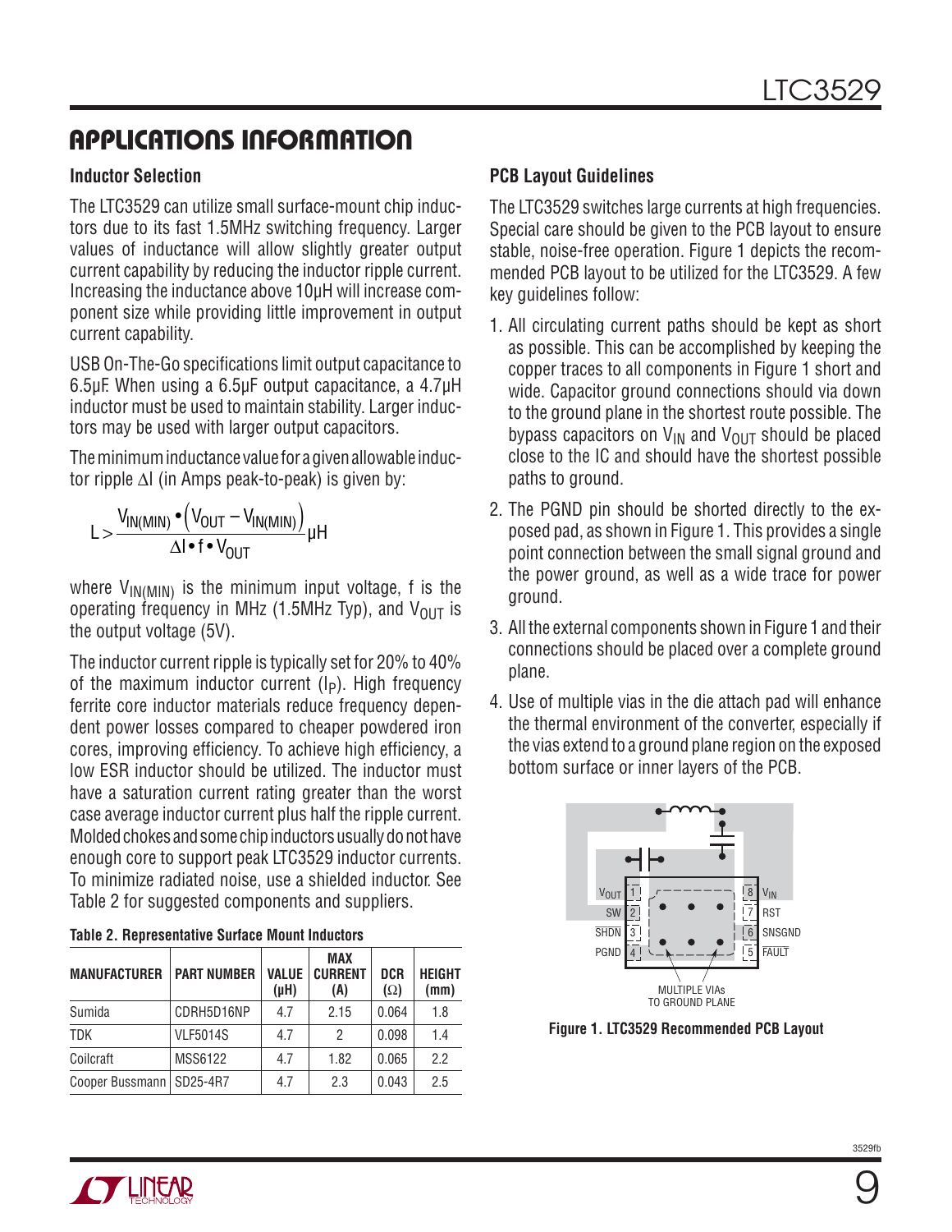## APPLICATIONS INFORMATION

### Inductor Selection

The LTC3529 can utilize small surface-mount chip inductors due to its fast 1.5MHz switching frequency. Larger values of inductance will allow slightly greater output current capability by reducing the inductor ripple current. Increasing the inductance above 10µH will increase component size while providing little improvement in output current capability.

USB On-The-Go specifications limit output capacitance to 6.5µF. When using a 6.5µF output capacitance, a 4.7µH inductor must be used to maintain stability. Larger inductors may be used with larger output capacitors.

The minimum inductance value for a given allowable inductor ripple ∆I (in Amps peak-to-peak) is given by:

$$L > \frac{V_{IN(MIN)} \bullet \left(V_{OUT} - V_{IN(MIN)}\right)}{\Delta I \bullet f \bullet V_{OUT}} \mu H$$

where $V_{IN(MIN)}$ is the minimum input voltage, f is the operating frequency in MHz (1.5MHz Typ), and $V_{OUT}$ is the output voltage (5V).

The inductor current ripple is typically set for 20% to 40% of the maximum inductor current ($I_P$). High frequency ferrite core inductor materials reduce frequency dependent power losses compared to cheaper powdered iron cores, improving efficiency. To achieve high efficiency, a low ESR inductor should be utilized. The inductor must have a saturation current rating greater than the worst case average inductor current plus half the ripple current. Molded chokes and some chip inductors usually do not have enough core to support peak LTC3529 inductor currents. To minimize radiated noise, use a shielded inductor. See Table 2 for suggested components and suppliers.

**Table 2. Representative Surface Mount Inductors**

| MANUFACTURER | PART NUMBER | VALUE (µH) | MAX CURRENT (A) | DCR (Ω) | HEIGHT (mm) |
|---|---|---|---|---|---|
| Sumida | CDRH5D16NP | 4.7 | 2.15 | 0.064 | 1.8 |
| TDK | VLF5014S | 4.7 | 2 | 0.098 | 1.4 |
| Coilcraft | MSS6122 | 4.7 | 1.82 | 0.065 | 2.2 |
| Cooper Bussmann | SD25-4R7 | 4.7 | 2.3 | 0.043 | 2.5 |

### PCB Layout Guidelines

The LTC3529 switches large currents at high frequencies. Special care should be given to the PCB layout to ensure stable, noise-free operation. Figure 1 depicts the recommended PCB layout to be utilized for the LTC3529. A few key guidelines follow:

1. All circulating current paths should be kept as short as possible. This can be accomplished by keeping the copper traces to all components in Figure 1 short and wide. Capacitor ground connections should via down to the ground plane in the shortest route possible. The bypass capacitors on $V_{IN}$ and $V_{OUT}$ should be placed close to the IC and should have the shortest possible paths to ground.
2. The PGND pin should be shorted directly to the exposed pad, as shown in Figure 1. This provides a single point connection between the small signal ground and the power ground, as well as a wide trace for power ground.
3. All the external components shown in Figure 1 and their connections should be placed over a complete ground plane.
4. Use of multiple vias in the die attach pad will enhance the thermal environment of the converter, especially if the vias extend to a ground plane region on the exposed bottom surface or inner layers of the PCB.

**Figure 1. LTC3529 Recommended PCB Layout**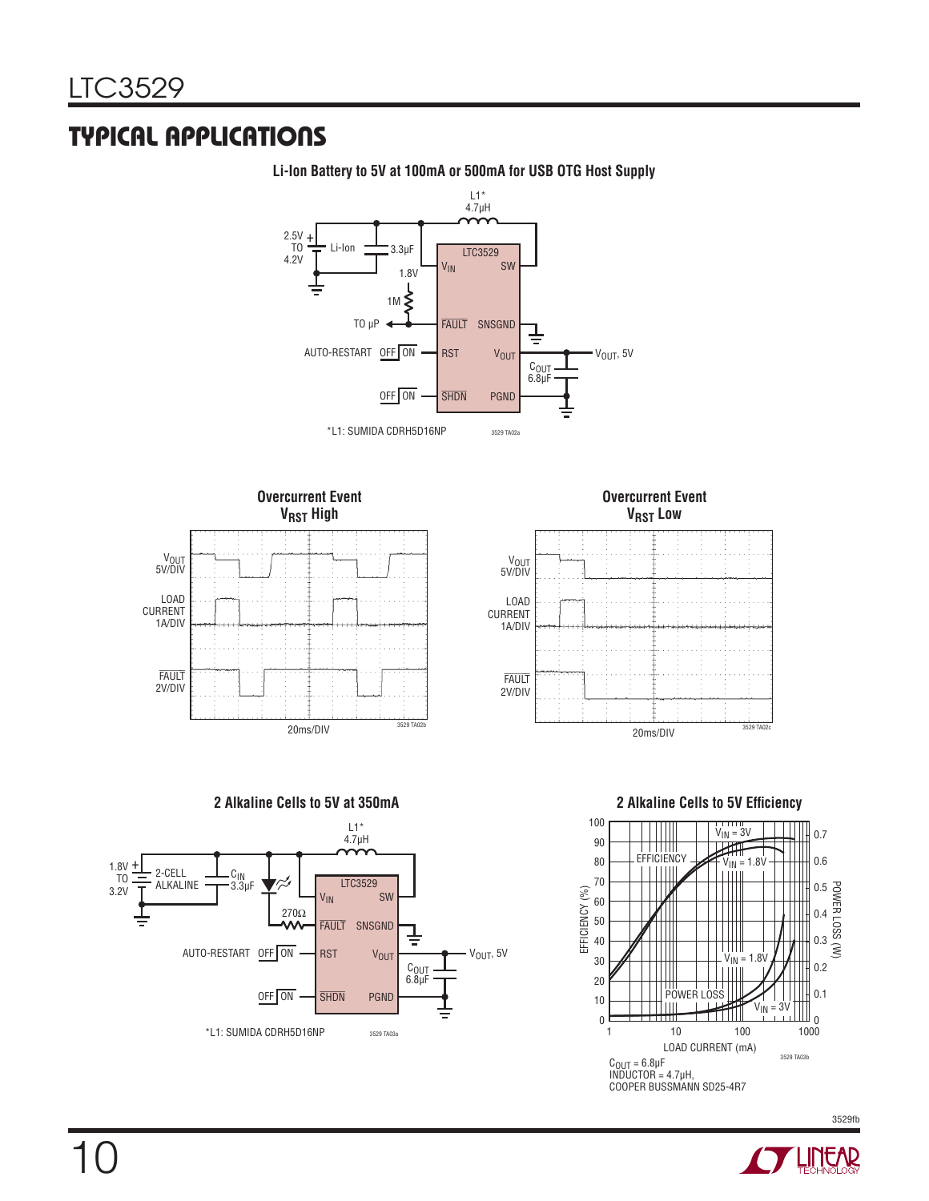## TYPICAL APPLICATIONS

**Li-Ion Battery to 5V at 100mA or 500mA for USB OTG Host Supply**

L1* 4.7μH

2.5V TO 4.2V Li-Ion, 3.3μF, 1.8V, 1M, TO μP, AUTO-RESTART OFF ON, OFF ON

LTC3529: $V_{IN}$, SW, $\overline{FAULT}$, SNSGND, RST, $V_{OUT}$, $\overline{SHDN}$, PGND

$C_{OUT}$ 6.8μF, $V_{OUT}$, 5V

*L1: SUMIDA CDRH5D16NP

**Overcurrent Event $V_{RST}$ High**

$V_{OUT}$ 5V/DIV, LOAD CURRENT 1A/DIV, $\overline{FAULT}$ 2V/DIV, 20ms/DIV

**Overcurrent Event $V_{RST}$ Low**

$V_{OUT}$ 5V/DIV, LOAD CURRENT 1A/DIV, $\overline{FAULT}$ 2V/DIV, 20ms/DIV

**2 Alkaline Cells to 5V at 350mA**

L1* 4.7μH

1.8V TO 3.2V 2-CELL ALKALINE, $C_{IN}$ 3.3μF, 270Ω, AUTO-RESTART OFF ON, OFF ON

LTC3529: $V_{IN}$, SW, $\overline{FAULT}$, SNSGND, RST, $V_{OUT}$, $\overline{SHDN}$, PGND

$C_{OUT}$ 6.8μF, $V_{OUT}$, 5V

*L1: SUMIDA CDRH5D16NP

**2 Alkaline Cells to 5V Efficiency**

EFFICIENCY (%), POWER LOSS (W), LOAD CURRENT (mA)

EFFICIENCY: $V_{IN}$ = 3V, $V_{IN}$ = 1.8V; POWER LOSS: $V_{IN}$ = 1.8V, $V_{IN}$ = 3V

$C_{OUT}$ = 6.8μF
INDUCTOR = 4.7μH,
COOPER BUSSMANN SD25-4R7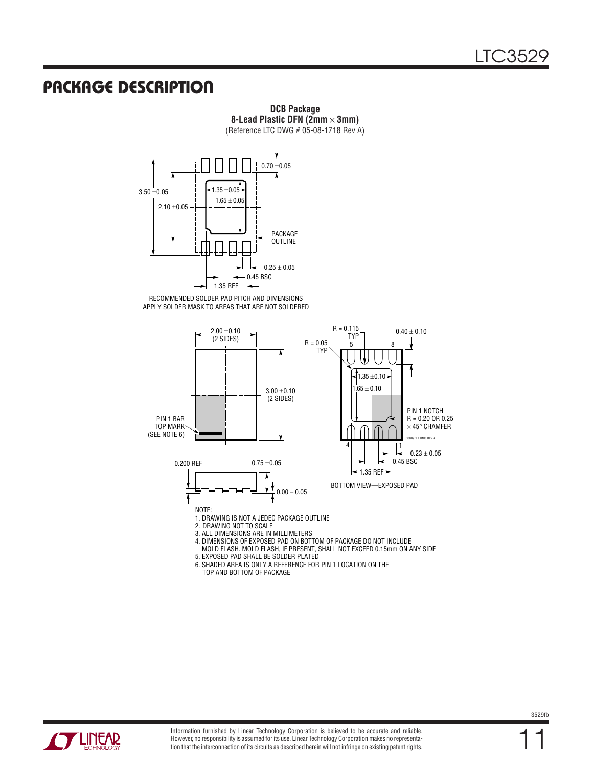## PACKAGE DESCRIPTION

**DCB Package**
**8-Lead Plastic DFN (2mm × 3mm)**
(Reference LTC DWG # 05-08-1718 Rev A)

3.50 ±0.05
2.10 ±0.05
1.35 ±0.05
1.65 ± 0.05
0.70 ±0.05
PACKAGE OUTLINE
0.25 ± 0.05
0.45 BSC
1.35 REF

RECOMMENDED SOLDER PAD PITCH AND DIMENSIONS
APPLY SOLDER MASK TO AREAS THAT ARE NOT SOLDERED

2.00 ±0.10 (2 SIDES)
3.00 ±0.10 (2 SIDES)
PIN 1 BAR TOP MARK (SEE NOTE 6)
R = 0.115 TYP
R = 0.05 TYP
5
8
0.40 ± 0.10
1.35 ±0.10
1.65 ± 0.10
PIN 1 NOTCH R = 0.20 OR 0.25 × 45° CHAMFER
(DCB8) DFN 0106 REV A
4
1
0.23 ± 0.05
0.45 BSC
1.35 REF
0.200 REF
0.75 ±0.05
0.00 – 0.05

BOTTOM VIEW—EXPOSED PAD

NOTE:
1. DRAWING IS NOT A JEDEC PACKAGE OUTLINE
2. DRAWING NOT TO SCALE
3. ALL DIMENSIONS ARE IN MILLIMETERS
4. DIMENSIONS OF EXPOSED PAD ON BOTTOM OF PACKAGE DO NOT INCLUDE MOLD FLASH. MOLD FLASH, IF PRESENT, SHALL NOT EXCEED 0.15mm ON ANY SIDE
5. EXPOSED PAD SHALL BE SOLDER PLATED
6. SHADED AREA IS ONLY A REFERENCE FOR PIN 1 LOCATION ON THE TOP AND BOTTOM OF PACKAGE

Information furnished by Linear Technology Corporation is believed to be accurate and reliable. However, no responsibility is assumed for its use. Linear Technology Corporation makes no representation that the interconnection of its circuits as described herein will not infringe on existing patent rights.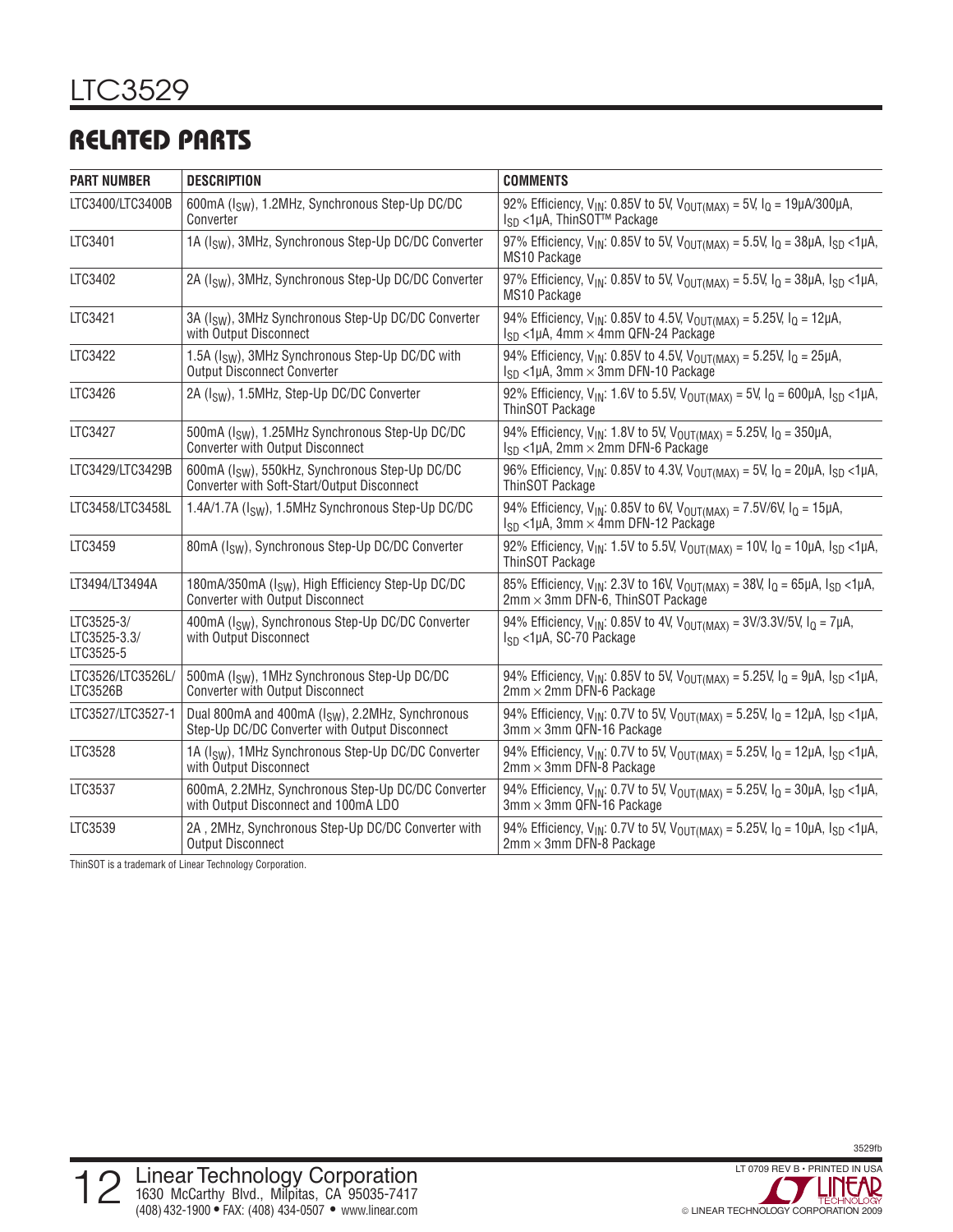## RELATED PARTS

| PART NUMBER | DESCRIPTION | COMMENTS |
|---|---|---|
| LTC3400/LTC3400B | 600mA ($I_{SW}$), 1.2MHz, Synchronous Step-Up DC/DC Converter | 92% Efficiency, $V_{IN}$: 0.85V to 5V, $V_{OUT(MAX)}$ = 5V, $I_Q$ = 19μA/300μA, $I_{SD}$ <1μA, ThinSOT™ Package |
| LTC3401 | 1A ($I_{SW}$), 3MHz, Synchronous Step-Up DC/DC Converter | 97% Efficiency, $V_{IN}$: 0.85V to 5V, $V_{OUT(MAX)}$ = 5.5V, $I_Q$ = 38μA, $I_{SD}$ <1μA, MS10 Package |
| LTC3402 | 2A ($I_{SW}$), 3MHz, Synchronous Step-Up DC/DC Converter | 97% Efficiency, $V_{IN}$: 0.85V to 5V, $V_{OUT(MAX)}$ = 5.5V, $I_Q$ = 38μA, $I_{SD}$ <1μA, MS10 Package |
| LTC3421 | 3A ($I_{SW}$), 3MHz Synchronous Step-Up DC/DC Converter with Output Disconnect | 94% Efficiency, $V_{IN}$: 0.85V to 4.5V, $V_{OUT(MAX)}$ = 5.25V, $I_Q$ = 12μA, $I_{SD}$ <1μA, 4mm × 4mm QFN-24 Package |
| LTC3422 | 1.5A ($I_{SW}$), 3MHz Synchronous Step-Up DC/DC with Output Disconnect Converter | 94% Efficiency, $V_{IN}$: 0.85V to 4.5V, $V_{OUT(MAX)}$ = 5.25V, $I_Q$ = 25μA, $I_{SD}$ <1μA, 3mm × 3mm DFN-10 Package |
| LTC3426 | 2A ($I_{SW}$), 1.5MHz, Step-Up DC/DC Converter | 92% Efficiency, $V_{IN}$: 1.6V to 5.5V, $V_{OUT(MAX)}$ = 5V, $I_Q$ = 600μA, $I_{SD}$ <1μA, ThinSOT Package |
| LTC3427 | 500mA ($I_{SW}$), 1.25MHz Synchronous Step-Up DC/DC Converter with Output Disconnect | 94% Efficiency, $V_{IN}$: 1.8V to 5V, $V_{OUT(MAX)}$ = 5.25V, $I_Q$ = 350μA, $I_{SD}$ <1μA, 2mm × 2mm DFN-6 Package |
| LTC3429/LTC3429B | 600mA ($I_{SW}$), 550kHz, Synchronous Step-Up DC/DC Converter with Soft-Start/Output Disconnect | 96% Efficiency, $V_{IN}$: 0.85V to 4.3V, $V_{OUT(MAX)}$ = 5V, $I_Q$ = 20μA, $I_{SD}$ <1μA, ThinSOT Package |
| LTC3458/LTC3458L | 1.4A/1.7A ($I_{SW}$), 1.5MHz Synchronous Step-Up DC/DC | 94% Efficiency, $V_{IN}$: 0.85V to 6V, $V_{OUT(MAX)}$ = 7.5V/6V, $I_Q$ = 15μA, $I_{SD}$ <1μA, 3mm × 4mm DFN-12 Package |
| LTC3459 | 80mA ($I_{SW}$), Synchronous Step-Up DC/DC Converter | 92% Efficiency, $V_{IN}$: 1.5V to 5.5V, $V_{OUT(MAX)}$ = 10V, $I_Q$ = 10μA, $I_{SD}$ <1μA, ThinSOT Package |
| LT3494/LT3494A | 180mA/350mA ($I_{SW}$), High Efficiency Step-Up DC/DC Converter with Output Disconnect | 85% Efficiency, $V_{IN}$: 2.3V to 16V, $V_{OUT(MAX)}$ = 38V, $I_Q$ = 65μA, $I_{SD}$ <1μA, 2mm × 3mm DFN-6, ThinSOT Package |
| LTC3525-3/ LTC3525-3.3/ LTC3525-5 | 400mA ($I_{SW}$), Synchronous Step-Up DC/DC Converter with Output Disconnect | 94% Efficiency, $V_{IN}$: 0.85V to 4V, $V_{OUT(MAX)}$ = 3V/3.3V/5V, $I_Q$ = 7μA, $I_{SD}$ <1μA, SC-70 Package |
| LTC3526/LTC3526L/ LTC3526B | 500mA ($I_{SW}$), 1MHz Synchronous Step-Up DC/DC Converter with Output Disconnect | 94% Efficiency, $V_{IN}$: 0.85V to 5V, $V_{OUT(MAX)}$ = 5.25V, $I_Q$ = 9μA, $I_{SD}$ <1μA, 2mm × 2mm DFN-6 Package |
| LTC3527/LTC3527-1 | Dual 800mA and 400mA ($I_{SW}$), 2.2MHz, Synchronous Step-Up DC/DC Converter with Output Disconnect | 94% Efficiency, $V_{IN}$: 0.7V to 5V, $V_{OUT(MAX)}$ = 5.25V, $I_Q$ = 12μA, $I_{SD}$ <1μA, 3mm × 3mm QFN-16 Package |
| LTC3528 | 1A ($I_{SW}$), 1MHz Synchronous Step-Up DC/DC Converter with Output Disconnect | 94% Efficiency, $V_{IN}$: 0.7V to 5V, $V_{OUT(MAX)}$ = 5.25V, $I_Q$ = 12μA, $I_{SD}$ <1μA, 2mm × 3mm DFN-8 Package |
| LTC3537 | 600mA, 2.2MHz, Synchronous Step-Up DC/DC Converter with Output Disconnect and 100mA LDO | 94% Efficiency, $V_{IN}$: 0.7V to 5V, $V_{OUT(MAX)}$ = 5.25V, $I_Q$ = 30μA, $I_{SD}$ <1μA, 3mm × 3mm QFN-16 Package |
| LTC3539 | 2A , 2MHz, Synchronous Step-Up DC/DC Converter with Output Disconnect | 94% Efficiency, $V_{IN}$: 0.7V to 5V, $V_{OUT(MAX)}$ = 5.25V, $I_Q$ = 10μA, $I_{SD}$ <1μA, 2mm × 3mm DFN-8 Package |

ThinSOT is a trademark of Linear Technology Corporation.

Linear Technology Corporation
1630 McCarthy Blvd., Milpitas, CA 95035-7417
(408) 432-1900 • FAX: (408) 434-0507 • www.linear.com

3529fb

LT 0709 REV B • PRINTED IN USA

© LINEAR TECHNOLOGY CORPORATION 2009